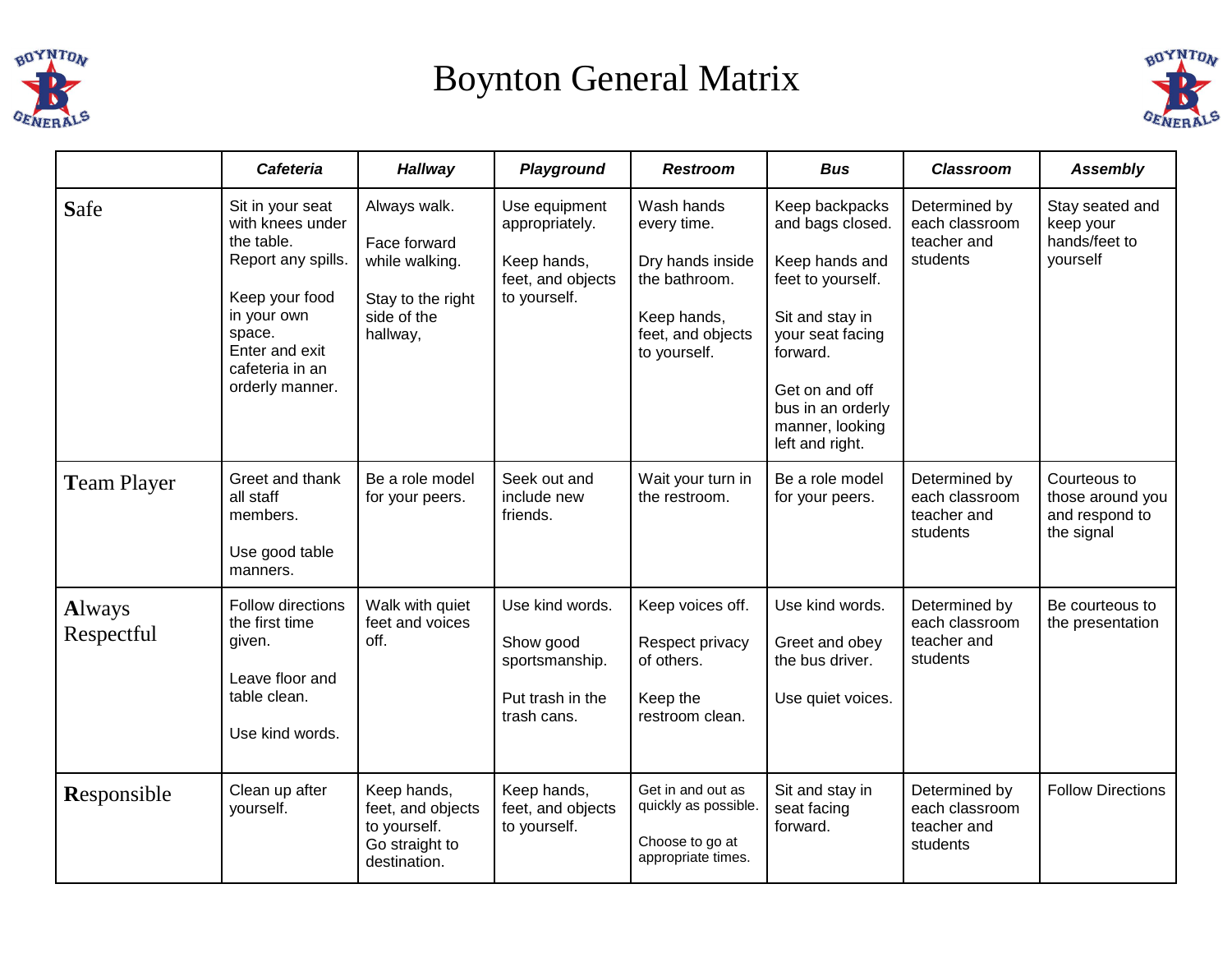# Boynton General Matrix

| | *Cafeteria* | *Hallway* | *Playground* | *Restroom* | *Bus* | *Classroom* | *Assembly* |
|---|---|---|---|---|---|---|---|
| **S**afe | Sit in your seat with knees under the table.<br>Report any spills.<br><br>Keep your food in your own space.<br>Enter and exit cafeteria in an orderly manner. | Always walk.<br><br>Face forward while walking.<br><br>Stay to the right side of the hallway, | Use equipment appropriately.<br><br>Keep hands, feet, and objects to yourself. | Wash hands every time.<br><br>Dry hands inside the bathroom.<br><br>Keep hands, feet, and objects to yourself. | Keep backpacks and bags closed.<br><br>Keep hands and feet to yourself.<br><br>Sit and stay in your seat facing forward.<br><br>Get on and off bus in an orderly manner, looking left and right. | Determined by each classroom teacher and students | Stay seated and keep your hands/feet to yourself |
| **T**eam Player | Greet and thank all staff members.<br><br>Use good table manners. | Be a role model for your peers. | Seek out and include new friends. | Wait your turn in the restroom. | Be a role model for your peers. | Determined by each classroom teacher and students | Courteous to those around you and respond to the signal |
| **A**lways Respectful | Follow directions the first time given.<br><br>Leave floor and table clean.<br><br>Use kind words. | Walk with quiet feet and voices off. | Use kind words.<br><br>Show good sportsmanship.<br><br>Put trash in the trash cans. | Keep voices off.<br><br>Respect privacy of others.<br><br>Keep the restroom clean. | Use kind words.<br><br>Greet and obey the bus driver.<br><br>Use quiet voices. | Determined by each classroom teacher and students | Be courteous to the presentation |
| **R**esponsible | Clean up after yourself. | Keep hands, feet, and objects to yourself.<br>Go straight to destination. | Keep hands, feet, and objects to yourself. | Get in and out as quickly as possible.<br><br>Choose to go at appropriate times. | Sit and stay in seat facing forward. | Determined by each classroom teacher and students | Follow Directions |